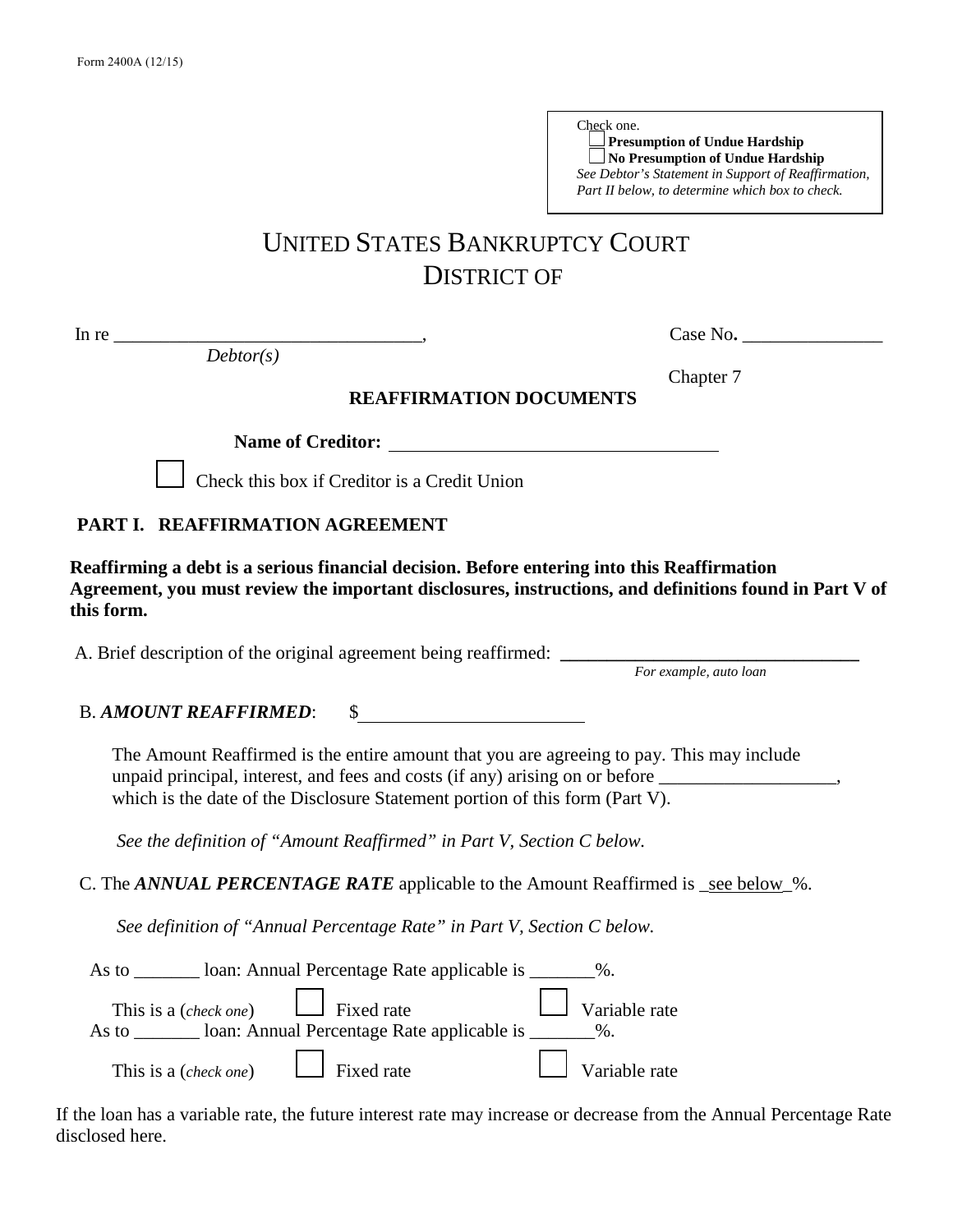Form 2400A (12/15)

Check one.
☐ **Presumption of Undue Hardship**
☐ **No Presumption of Undue Hardship**
*See Debtor's Statement in Support of Reaffirmation, Part II below, to determine which box to check.*

# UNITED STATES BANKRUPTCY COURT
# DISTRICT OF

In re _________________________________, Case No. _______________
*Debtor(s)*

Chapter 7

**REAFFIRMATION DOCUMENTS**

**Name of Creditor:** ___________________________________

☐ Check this box if Creditor is a Credit Union

## PART I. REAFFIRMATION AGREEMENT

**Reaffirming a debt is a serious financial decision. Before entering into this Reaffirmation Agreement, you must review the important disclosures, instructions, and definitions found in Part V of this form.**

A. Brief description of the original agreement being reaffirmed: ________________________________
*For example, auto loan*

B. ***AMOUNT REAFFIRMED***: $________________________

The Amount Reaffirmed is the entire amount that you are agreeing to pay. This may include unpaid principal, interest, and fees and costs (if any) arising on or before ___________________, which is the date of the Disclosure Statement portion of this form (Part V).

*See the definition of "Amount Reaffirmed" in Part V, Section C below.*

C. The ***ANNUAL PERCENTAGE RATE*** applicable to the Amount Reaffirmed is _see below_%.

*See definition of "Annual Percentage Rate" in Part V, Section C below.*

As to _______ loan: Annual Percentage Rate applicable is _______%.

This is a (*check one*) ☐ Fixed rate ☐ Variable rate

As to _______ loan: Annual Percentage Rate applicable is _______%.

This is a (*check one*) ☐ Fixed rate ☐ Variable rate

If the loan has a variable rate, the future interest rate may increase or decrease from the Annual Percentage Rate disclosed here.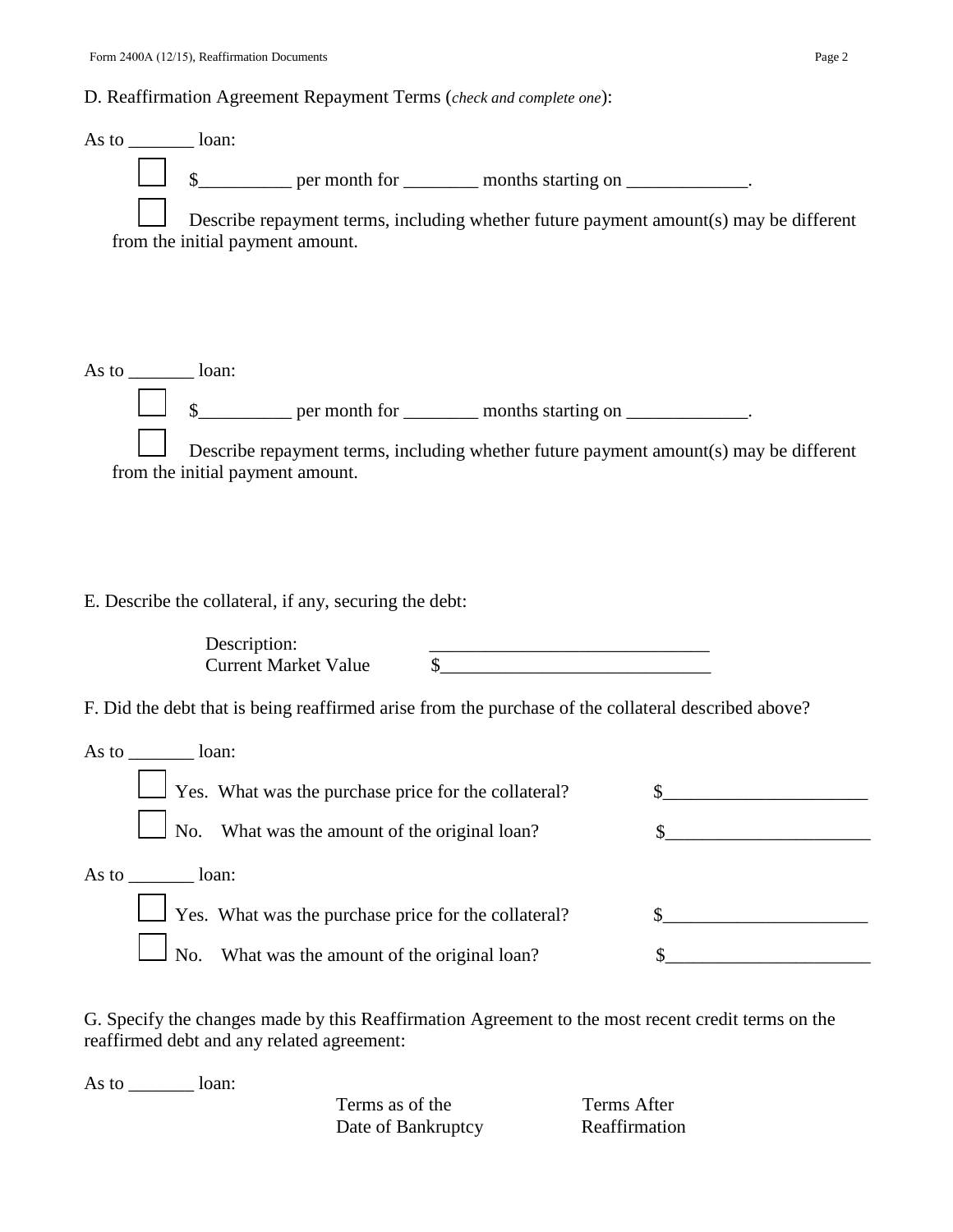D. Reaffirmation Agreement Repayment Terms (*check and complete one*):

As to _______ loan:

☐ $__________ per month for ________ months starting on _____________.

☐ Describe repayment terms, including whether future payment amount(s) may be different from the initial payment amount.

As to _______ loan:

☐ $__________ per month for ________ months starting on _____________.

☐ Describe repayment terms, including whether future payment amount(s) may be different from the initial payment amount.

E. Describe the collateral, if any, securing the debt:

Description: ______________________________

Current Market Value $_____________________________

F. Did the debt that is being reaffirmed arise from the purchase of the collateral described above?

As to _______ loan:

☐ Yes. What was the purchase price for the collateral? $______________________

☐ No. What was the amount of the original loan? $______________________

As to _______ loan:

☐ Yes. What was the purchase price for the collateral? $______________________

☐ No. What was the amount of the original loan? $______________________

G. Specify the changes made by this Reaffirmation Agreement to the most recent credit terms on the reaffirmed debt and any related agreement:

As to _______ loan:

| | Terms as of the Date of Bankruptcy | Terms After Reaffirmation |
|---|---|---|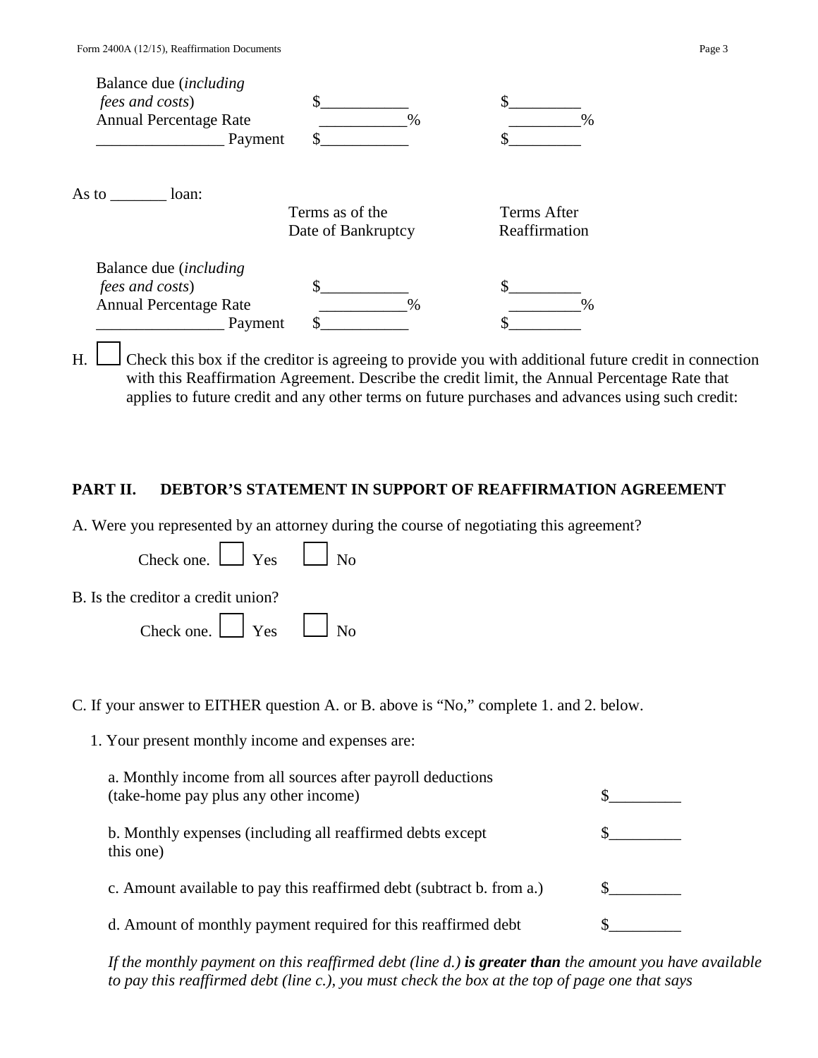| | | |
|---|---|---|
| Balance due (*including fees and costs*) | $___________ | $_________ |
| Annual Percentage Rate | ___________% | _________% |
| ________________ Payment | $___________ | $_________ |

As to _______ loan:

| | Terms as of the Date of Bankruptcy | Terms After Reaffirmation |
|---|---|---|
| Balance due (*including fees and costs*) | $___________ | $_________ |
| Annual Percentage Rate | ___________% | _________% |
| ________________ Payment | $___________ | $_________ |

H. ☐ Check this box if the creditor is agreeing to provide you with additional future credit in connection with this Reaffirmation Agreement. Describe the credit limit, the Annual Percentage Rate that applies to future credit and any other terms on future purchases and advances using such credit:

## PART II. DEBTOR'S STATEMENT IN SUPPORT OF REAFFIRMATION AGREEMENT

A. Were you represented by an attorney during the course of negotiating this agreement?

Check one. ☐ Yes ☐ No

B. Is the creditor a credit union?

Check one. ☐ Yes ☐ No

C. If your answer to EITHER question A. or B. above is "No," complete 1. and 2. below.

1. Your present monthly income and expenses are:

| | |
|---|---|
| a. Monthly income from all sources after payroll deductions (take-home pay plus any other income) | $_________ |
| b. Monthly expenses (including all reaffirmed debts except this one) | $_________ |
| c. Amount available to pay this reaffirmed debt (subtract b. from a.) | $_________ |
| d. Amount of monthly payment required for this reaffirmed debt | $_________ |

*If the monthly payment on this reaffirmed debt (line d.)* ***is greater than*** *the amount you have available to pay this reaffirmed debt (line c.), you must check the box at the top of page one that says*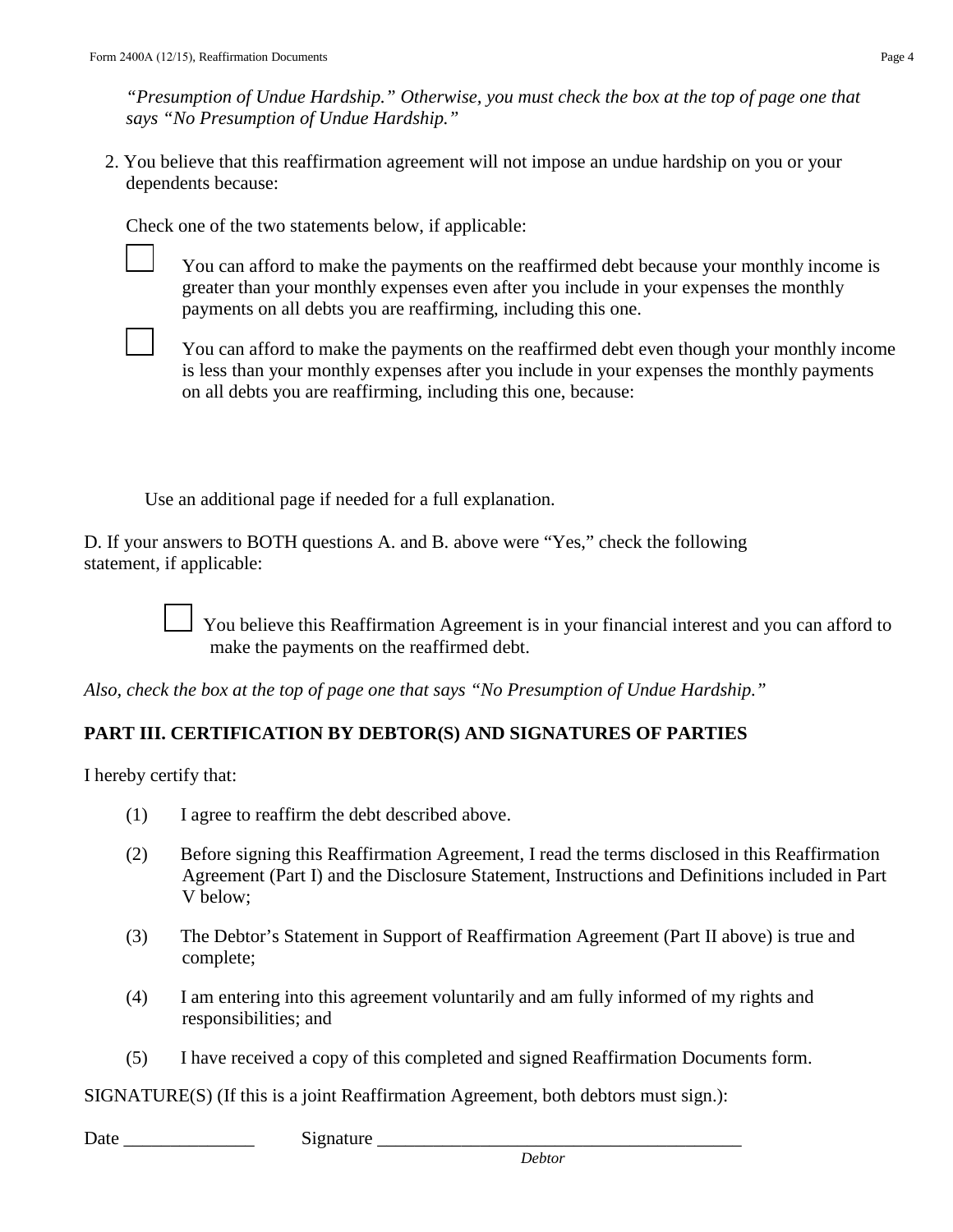*"Presumption of Undue Hardship." Otherwise, you must check the box at the top of page one that says "No Presumption of Undue Hardship."*

2. You believe that this reaffirmation agreement will not impose an undue hardship on you or your dependents because:

   Check one of the two statements below, if applicable:

   ☐ You can afford to make the payments on the reaffirmed debt because your monthly income is greater than your monthly expenses even after you include in your expenses the monthly payments on all debts you are reaffirming, including this one.

   ☐ You can afford to make the payments on the reaffirmed debt even though your monthly income is less than your monthly expenses after you include in your expenses the monthly payments on all debts you are reaffirming, including this one, because:

   Use an additional page if needed for a full explanation.

D. If your answers to BOTH questions A. and B. above were "Yes," check the following statement, if applicable:

☐ You believe this Reaffirmation Agreement is in your financial interest and you can afford to make the payments on the reaffirmed debt.

*Also, check the box at the top of page one that says "No Presumption of Undue Hardship."*

**PART III. CERTIFICATION BY DEBTOR(S) AND SIGNATURES OF PARTIES**

I hereby certify that:

(1) I agree to reaffirm the debt described above.

(2) Before signing this Reaffirmation Agreement, I read the terms disclosed in this Reaffirmation Agreement (Part I) and the Disclosure Statement, Instructions and Definitions included in Part V below;

(3) The Debtor's Statement in Support of Reaffirmation Agreement (Part II above) is true and complete;

(4) I am entering into this agreement voluntarily and am fully informed of my rights and responsibilities; and

(5) I have received a copy of this completed and signed Reaffirmation Documents form.

SIGNATURE(S) (If this is a joint Reaffirmation Agreement, both debtors must sign.):

Date ______________ Signature ________________________________________
*Debtor*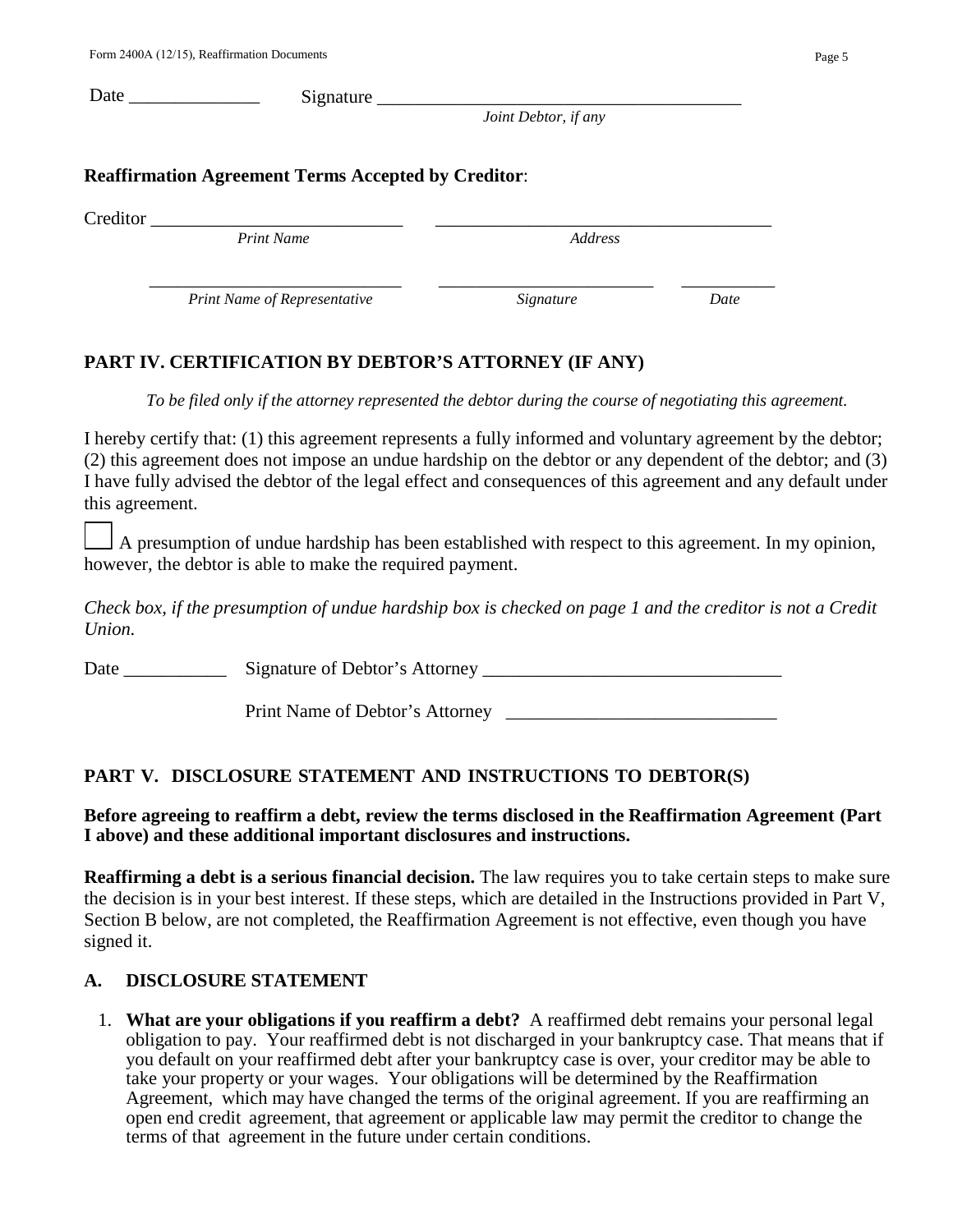Date ______________ Signature ________________________________________
*Joint Debtor, if any*

**Reaffirmation Agreement Terms Accepted by Creditor**:

Creditor ___________________________ _____________________________________
*Print Name* *Address*

___________________________ ________________________ __________
*Print Name of Representative* *Signature* *Date*

## PART IV. CERTIFICATION BY DEBTOR'S ATTORNEY (IF ANY)

*To be filed only if the attorney represented the debtor during the course of negotiating this agreement.*

I hereby certify that: (1) this agreement represents a fully informed and voluntary agreement by the debtor; (2) this agreement does not impose an undue hardship on the debtor or any dependent of the debtor; and (3) I have fully advised the debtor of the legal effect and consequences of this agreement and any default under this agreement.

☐ A presumption of undue hardship has been established with respect to this agreement. In my opinion, however, the debtor is able to make the required payment.

*Check box, if the presumption of undue hardship box is checked on page 1 and the creditor is not a Credit Union.*

Date ___________ Signature of Debtor's Attorney _______________________________

Print Name of Debtor's Attorney ____________________________

## PART V. DISCLOSURE STATEMENT AND INSTRUCTIONS TO DEBTOR(S)

**Before agreeing to reaffirm a debt, review the terms disclosed in the Reaffirmation Agreement (Part I above) and these additional important disclosures and instructions.**

**Reaffirming a debt is a serious financial decision.** The law requires you to take certain steps to make sure the decision is in your best interest. If these steps, which are detailed in the Instructions provided in Part V, Section B below, are not completed, the Reaffirmation Agreement is not effective, even though you have signed it.

### A. DISCLOSURE STATEMENT

1. **What are your obligations if you reaffirm a debt?** A reaffirmed debt remains your personal legal obligation to pay. Your reaffirmed debt is not discharged in your bankruptcy case. That means that if you default on your reaffirmed debt after your bankruptcy case is over, your creditor may be able to take your property or your wages. Your obligations will be determined by the Reaffirmation Agreement, which may have changed the terms of the original agreement. If you are reaffirming an open end credit agreement, that agreement or applicable law may permit the creditor to change the terms of that agreement in the future under certain conditions.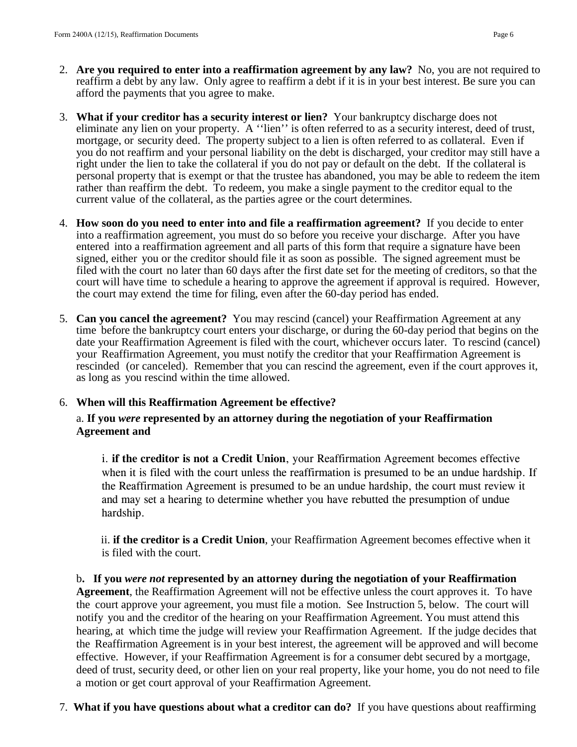2. **Are you required to enter into a reaffirmation agreement by any law?** No, you are not required to reaffirm a debt by any law. Only agree to reaffirm a debt if it is in your best interest. Be sure you can afford the payments that you agree to make.

3. **What if your creditor has a security interest or lien?** Your bankruptcy discharge does not eliminate any lien on your property. A ''lien'' is often referred to as a security interest, deed of trust, mortgage, or security deed. The property subject to a lien is often referred to as collateral. Even if you do not reaffirm and your personal liability on the debt is discharged, your creditor may still have a right under the lien to take the collateral if you do not pay or default on the debt. If the collateral is personal property that is exempt or that the trustee has abandoned, you may be able to redeem the item rather than reaffirm the debt. To redeem, you make a single payment to the creditor equal to the current value of the collateral, as the parties agree or the court determines.

4. **How soon do you need to enter into and file a reaffirmation agreement?** If you decide to enter into a reaffirmation agreement, you must do so before you receive your discharge. After you have entered into a reaffirmation agreement and all parts of this form that require a signature have been signed, either you or the creditor should file it as soon as possible. The signed agreement must be filed with the court no later than 60 days after the first date set for the meeting of creditors, so that the court will have time to schedule a hearing to approve the agreement if approval is required. However, the court may extend the time for filing, even after the 60-day period has ended.

5. **Can you cancel the agreement?** You may rescind (cancel) your Reaffirmation Agreement at any time before the bankruptcy court enters your discharge, or during the 60-day period that begins on the date your Reaffirmation Agreement is filed with the court, whichever occurs later. To rescind (cancel) your Reaffirmation Agreement, you must notify the creditor that your Reaffirmation Agreement is rescinded (or canceled). Remember that you can rescind the agreement, even if the court approves it, as long as you rescind within the time allowed.

6. **When will this Reaffirmation Agreement be effective?**

   a. **If you *were* represented by an attorney during the negotiation of your Reaffirmation Agreement and**

   i. **if the creditor is not a Credit Union**, your Reaffirmation Agreement becomes effective when it is filed with the court unless the reaffirmation is presumed to be an undue hardship. If the Reaffirmation Agreement is presumed to be an undue hardship, the court must review it and may set a hearing to determine whether you have rebutted the presumption of undue hardship.

   ii. **if the creditor is a Credit Union**, your Reaffirmation Agreement becomes effective when it is filed with the court.

   b**. If you *were not* represented by an attorney during the negotiation of your Reaffirmation Agreement**, the Reaffirmation Agreement will not be effective unless the court approves it. To have the court approve your agreement, you must file a motion. See Instruction 5, below. The court will notify you and the creditor of the hearing on your Reaffirmation Agreement. You must attend this hearing, at which time the judge will review your Reaffirmation Agreement. If the judge decides that the Reaffirmation Agreement is in your best interest, the agreement will be approved and will become effective. However, if your Reaffirmation Agreement is for a consumer debt secured by a mortgage, deed of trust, security deed, or other lien on your real property, like your home, you do not need to file a motion or get court approval of your Reaffirmation Agreement.

7. **What if you have questions about what a creditor can do?** If you have questions about reaffirming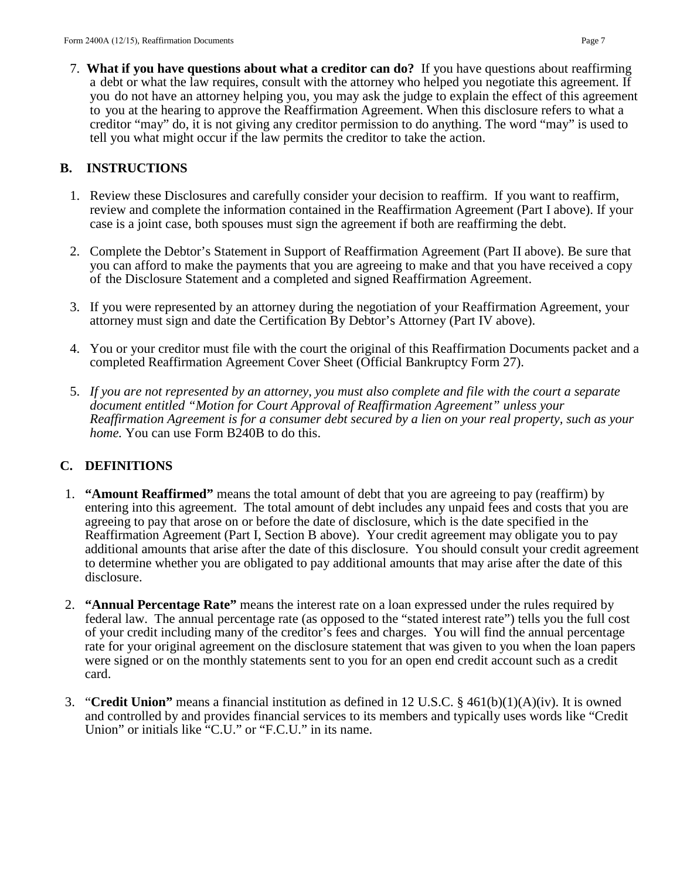7. **What if you have questions about what a creditor can do?** If you have questions about reaffirming a debt or what the law requires, consult with the attorney who helped you negotiate this agreement. If you do not have an attorney helping you, you may ask the judge to explain the effect of this agreement to you at the hearing to approve the Reaffirmation Agreement. When this disclosure refers to what a creditor "may" do, it is not giving any creditor permission to do anything. The word "may" is used to tell you what might occur if the law permits the creditor to take the action.

## B. INSTRUCTIONS

1. Review these Disclosures and carefully consider your decision to reaffirm. If you want to reaffirm, review and complete the information contained in the Reaffirmation Agreement (Part I above). If your case is a joint case, both spouses must sign the agreement if both are reaffirming the debt.

2. Complete the Debtor's Statement in Support of Reaffirmation Agreement (Part II above). Be sure that you can afford to make the payments that you are agreeing to make and that you have received a copy of the Disclosure Statement and a completed and signed Reaffirmation Agreement.

3. If you were represented by an attorney during the negotiation of your Reaffirmation Agreement, your attorney must sign and date the Certification By Debtor's Attorney (Part IV above).

4. You or your creditor must file with the court the original of this Reaffirmation Documents packet and a completed Reaffirmation Agreement Cover Sheet (Official Bankruptcy Form 27).

5. *If you are not represented by an attorney, you must also complete and file with the court a separate document entitled "Motion for Court Approval of Reaffirmation Agreement" unless your Reaffirmation Agreement is for a consumer debt secured by a lien on your real property, such as your home.* You can use Form B240B to do this.

## C. DEFINITIONS

1. **"Amount Reaffirmed"** means the total amount of debt that you are agreeing to pay (reaffirm) by entering into this agreement. The total amount of debt includes any unpaid fees and costs that you are agreeing to pay that arose on or before the date of disclosure, which is the date specified in the Reaffirmation Agreement (Part I, Section B above). Your credit agreement may obligate you to pay additional amounts that arise after the date of this disclosure. You should consult your credit agreement to determine whether you are obligated to pay additional amounts that may arise after the date of this disclosure.

2. **"Annual Percentage Rate"** means the interest rate on a loan expressed under the rules required by federal law. The annual percentage rate (as opposed to the "stated interest rate") tells you the full cost of your credit including many of the creditor's fees and charges. You will find the annual percentage rate for your original agreement on the disclosure statement that was given to you when the loan papers were signed or on the monthly statements sent to you for an open end credit account such as a credit card.

3. "**Credit Union"** means a financial institution as defined in 12 U.S.C. § 461(b)(1)(A)(iv). It is owned and controlled by and provides financial services to its members and typically uses words like "Credit Union" or initials like "C.U." or "F.C.U." in its name.